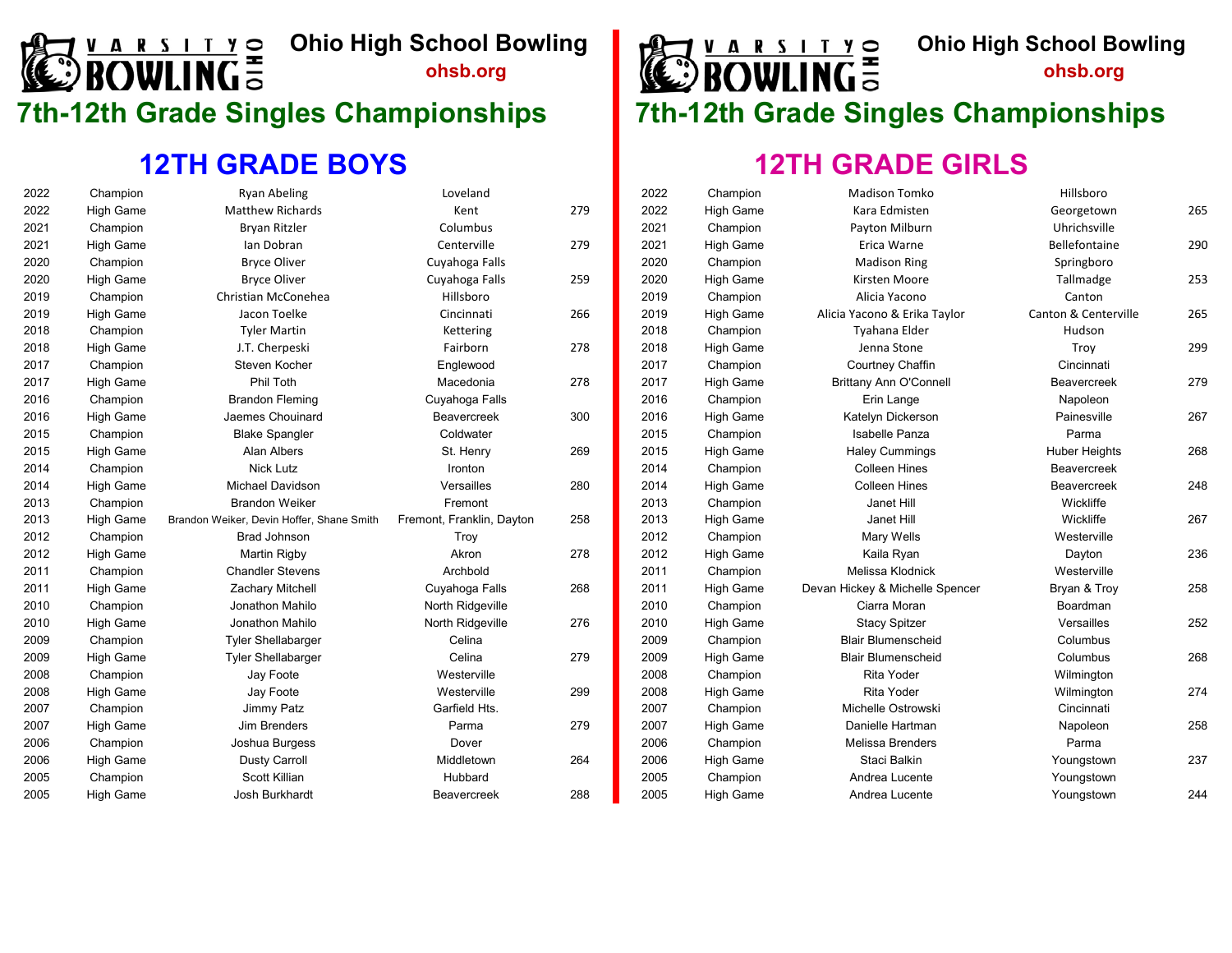# Ohio High School Bowling

ohsb.org

## 7th-12th Grade Singles Championships

### 12TH GRADE BOYS

| Year | Type | Name | City | Score |
|---|---|---|---|---|
| 2022 | Champion | Ryan Abeling | Loveland | |
| 2022 | High Game | Matthew Richards | Kent | 279 |
| 2021 | Champion | Bryan Ritzler | Columbus | |
| 2021 | High Game | Ian Dobran | Centerville | 279 |
| 2020 | Champion | Bryce Oliver | Cuyahoga Falls | |
| 2020 | High Game | Bryce Oliver | Cuyahoga Falls | 259 |
| 2019 | Champion | Christian McConehea | Hillsboro | |
| 2019 | High Game | Jacon Toelke | Cincinnati | 266 |
| 2018 | Champion | Tyler Martin | Kettering | |
| 2018 | High Game | J.T. Cherpeski | Fairborn | 278 |
| 2017 | Champion | Steven Kocher | Englewood | |
| 2017 | High Game | Phil Toth | Macedonia | 278 |
| 2016 | Champion | Brandon Fleming | Cuyahoga Falls | |
| 2016 | High Game | Jaemes Chouinard | Beavercreek | 300 |
| 2015 | Champion | Blake Spangler | Coldwater | |
| 2015 | High Game | Alan Albers | St. Henry | 269 |
| 2014 | Champion | Nick Lutz | Ironton | |
| 2014 | High Game | Michael Davidson | Versailles | 280 |
| 2013 | Champion | Brandon Weiker | Fremont | |
| 2013 | High Game | Brandon Weiker, Devin Hoffer, Shane Smith | Fremont, Franklin, Dayton | 258 |
| 2012 | Champion | Brad Johnson | Troy | |
| 2012 | High Game | Martin Rigby | Akron | 278 |
| 2011 | Champion | Chandler Stevens | Archbold | |
| 2011 | High Game | Zachary Mitchell | Cuyahoga Falls | 268 |
| 2010 | Champion | Jonathon Mahilo | North Ridgeville | |
| 2010 | High Game | Jonathon Mahilo | North Ridgeville | 276 |
| 2009 | Champion | Tyler Shellabarger | Celina | |
| 2009 | High Game | Tyler Shellabarger | Celina | 279 |
| 2008 | Champion | Jay Foote | Westerville | |
| 2008 | High Game | Jay Foote | Westerville | 299 |
| 2007 | Champion | Jimmy Patz | Garfield Hts. | |
| 2007 | High Game | Jim Brenders | Parma | 279 |
| 2006 | Champion | Joshua Burgess | Dover | |
| 2006 | High Game | Dusty Carroll | Middletown | 264 |
| 2005 | Champion | Scott Killian | Hubbard | |
| 2005 | High Game | Josh Burkhardt | Beavercreek | 288 |

### 12TH GRADE GIRLS

| Year | Type | Name | City | Score |
|---|---|---|---|---|
| 2022 | Champion | Madison Tomko | Hillsboro | |
| 2022 | High Game | Kara Edmisten | Georgetown | 265 |
| 2021 | Champion | Payton Milburn | Uhrichsville | |
| 2021 | High Game | Erica Warne | Bellefontaine | 290 |
| 2020 | Champion | Madison Ring | Springboro | |
| 2020 | High Game | Kirsten Moore | Tallmadge | 253 |
| 2019 | Champion | Alicia Yacono | Canton | |
| 2019 | High Game | Alicia Yacono & Erika Taylor | Canton & Centerville | 265 |
| 2018 | Champion | Tyahana Elder | Hudson | |
| 2018 | High Game | Jenna Stone | Troy | 299 |
| 2017 | Champion | Courtney Chaffin | Cincinnati | |
| 2017 | High Game | Brittany Ann O'Connell | Beavercreek | 279 |
| 2016 | Champion | Erin Lange | Napoleon | |
| 2016 | High Game | Katelyn Dickerson | Painesville | 267 |
| 2015 | Champion | Isabelle Panza | Parma | |
| 2015 | High Game | Haley Cummings | Huber Heights | 268 |
| 2014 | Champion | Colleen Hines | Beavercreek | |
| 2014 | High Game | Colleen Hines | Beavercreek | 248 |
| 2013 | Champion | Janet Hill | Wickliffe | |
| 2013 | High Game | Janet Hill | Wickliffe | 267 |
| 2012 | Champion | Mary Wells | Westerville | |
| 2012 | High Game | Kaila Ryan | Dayton | 236 |
| 2011 | Champion | Melissa Klodnick | Westerville | |
| 2011 | High Game | Devan Hickey & Michelle Spencer | Bryan & Troy | 258 |
| 2010 | Champion | Ciarra Moran | Boardman | |
| 2010 | High Game | Stacy Spitzer | Versailles | 252 |
| 2009 | Champion | Blair Blumenscheid | Columbus | |
| 2009 | High Game | Blair Blumenscheid | Columbus | 268 |
| 2008 | Champion | Rita Yoder | Wilmington | |
| 2008 | High Game | Rita Yoder | Wilmington | 274 |
| 2007 | Champion | Michelle Ostrowski | Cincinnati | |
| 2007 | High Game | Danielle Hartman | Napoleon | 258 |
| 2006 | Champion | Melissa Brenders | Parma | |
| 2006 | High Game | Staci Balkin | Youngstown | 237 |
| 2005 | Champion | Andrea Lucente | Youngstown | |
| 2005 | High Game | Andrea Lucente | Youngstown | 244 |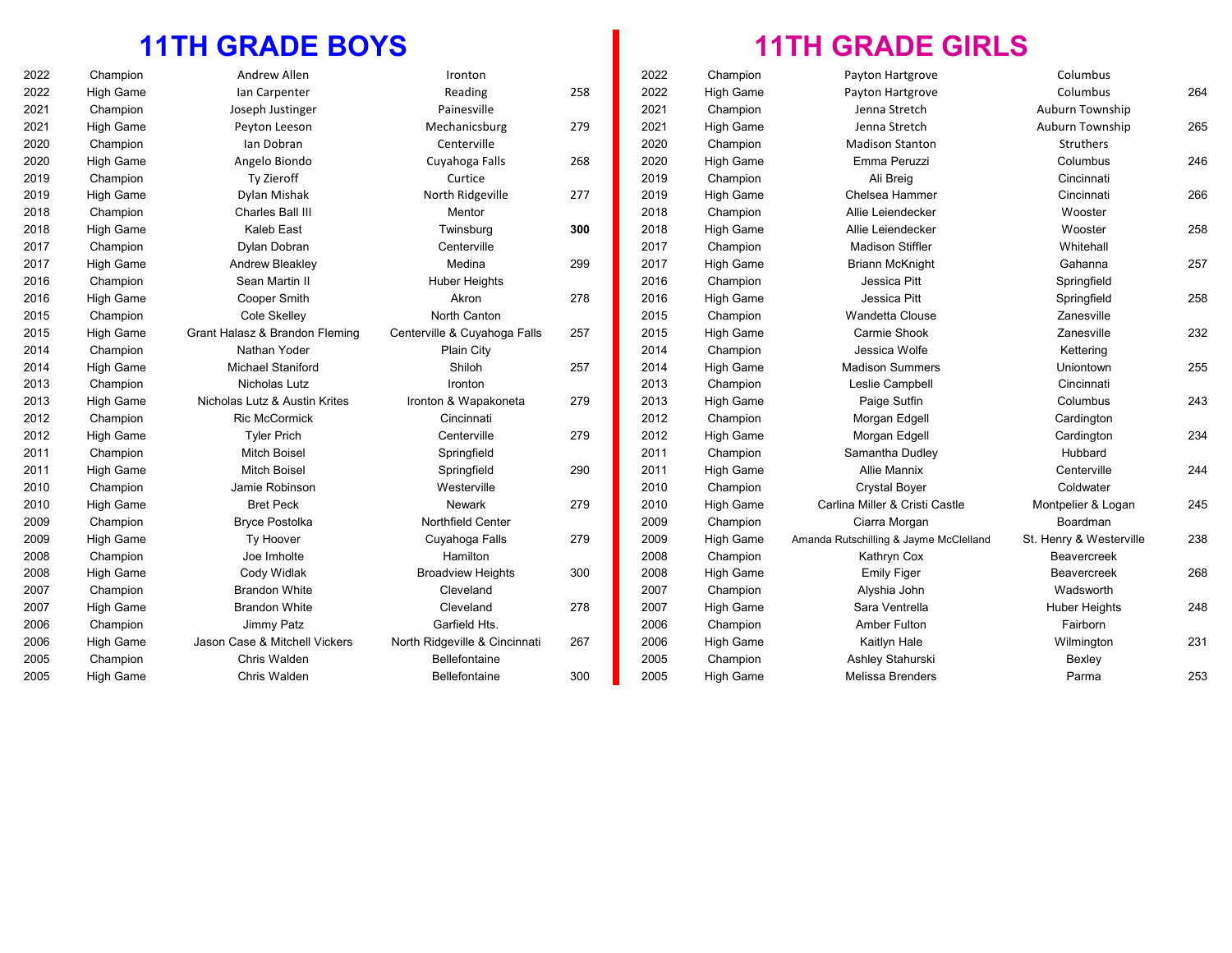## 11TH GRADE BOYS

| Year | Award | Name | City | Score |
|---|---|---|---|---|
| 2022 | Champion | Andrew Allen | Ironton | |
| 2022 | High Game | Ian Carpenter | Reading | 258 |
| 2021 | Champion | Joseph Justinger | Painesville | |
| 2021 | High Game | Peyton Leeson | Mechanicsburg | 279 |
| 2020 | Champion | Ian Dobran | Centerville | |
| 2020 | High Game | Angelo Biondo | Cuyahoga Falls | 268 |
| 2019 | Champion | Ty Zieroff | Curtice | |
| 2019 | High Game | Dylan Mishak | North Ridgeville | 277 |
| 2018 | Champion | Charles Ball III | Mentor | |
| 2018 | High Game | Kaleb East | Twinsburg | **300** |
| 2017 | Champion | Dylan Dobran | Centerville | |
| 2017 | High Game | Andrew Bleakley | Medina | 299 |
| 2016 | Champion | Sean Martin II | Huber Heights | |
| 2016 | High Game | Cooper Smith | Akron | 278 |
| 2015 | Champion | Cole Skelley | North Canton | |
| 2015 | High Game | Grant Halasz & Brandon Fleming | Centerville & Cuyahoga Falls | 257 |
| 2014 | Champion | Nathan Yoder | Plain City | |
| 2014 | High Game | Michael Staniford | Shiloh | 257 |
| 2013 | Champion | Nicholas Lutz | Ironton | |
| 2013 | High Game | Nicholas Lutz & Austin Krites | Ironton & Wapakoneta | 279 |
| 2012 | Champion | Ric McCormick | Cincinnati | |
| 2012 | High Game | Tyler Prich | Centerville | 279 |
| 2011 | Champion | Mitch Boisel | Springfield | |
| 2011 | High Game | Mitch Boisel | Springfield | 290 |
| 2010 | Champion | Jamie Robinson | Westerville | |
| 2010 | High Game | Bret Peck | Newark | 279 |
| 2009 | Champion | Bryce Postolka | Northfield Center | |
| 2009 | High Game | Ty Hoover | Cuyahoga Falls | 279 |
| 2008 | Champion | Joe Imholte | Hamilton | |
| 2008 | High Game | Cody Widlak | Broadview Heights | 300 |
| 2007 | Champion | Brandon White | Cleveland | |
| 2007 | High Game | Brandon White | Cleveland | 278 |
| 2006 | Champion | Jimmy Patz | Garfield Hts. | |
| 2006 | High Game | Jason Case & Mitchell Vickers | North Ridgeville & Cincinnati | 267 |
| 2005 | Champion | Chris Walden | Bellefontaine | |
| 2005 | High Game | Chris Walden | Bellefontaine | 300 |

## 11TH GRADE GIRLS

| Year | Award | Name | City | Score |
|---|---|---|---|---|
| 2022 | Champion | Payton Hartgrove | Columbus | |
| 2022 | High Game | Payton Hartgrove | Columbus | 264 |
| 2021 | Champion | Jenna Stretch | Auburn Township | |
| 2021 | High Game | Jenna Stretch | Auburn Township | 265 |
| 2020 | Champion | Madison Stanton | Struthers | |
| 2020 | High Game | Emma Peruzzi | Columbus | 246 |
| 2019 | Champion | Ali Breig | Cincinnati | |
| 2019 | High Game | Chelsea Hammer | Cincinnati | 266 |
| 2018 | Champion | Allie Leiendecker | Wooster | |
| 2018 | High Game | Allie Leiendecker | Wooster | 258 |
| 2017 | Champion | Madison Stiffler | Whitehall | |
| 2017 | High Game | Briann McKnight | Gahanna | 257 |
| 2016 | Champion | Jessica Pitt | Springfield | |
| 2016 | High Game | Jessica Pitt | Springfield | 258 |
| 2015 | Champion | Wandetta Clouse | Zanesville | |
| 2015 | High Game | Carmie Shook | Zanesville | 232 |
| 2014 | Champion | Jessica Wolfe | Kettering | |
| 2014 | High Game | Madison Summers | Uniontown | 255 |
| 2013 | Champion | Leslie Campbell | Cincinnati | |
| 2013 | High Game | Paige Sutfin | Columbus | 243 |
| 2012 | Champion | Morgan Edgell | Cardington | |
| 2012 | High Game | Morgan Edgell | Cardington | 234 |
| 2011 | Champion | Samantha Dudley | Hubbard | |
| 2011 | High Game | Allie Mannix | Centerville | 244 |
| 2010 | Champion | Crystal Boyer | Coldwater | |
| 2010 | High Game | Carlina Miller & Cristi Castle | Montpelier & Logan | 245 |
| 2009 | Champion | Ciarra Morgan | Boardman | |
| 2009 | High Game | Amanda Rutschilling & Jayme McClelland | St. Henry & Westerville | 238 |
| 2008 | Champion | Kathryn Cox | Beavercreek | |
| 2008 | High Game | Emily Figer | Beavercreek | 268 |
| 2007 | Champion | Alyshia John | Wadsworth | |
| 2007 | High Game | Sara Ventrella | Huber Heights | 248 |
| 2006 | Champion | Amber Fulton | Fairborn | |
| 2006 | High Game | Kaitlyn Hale | Wilmington | 231 |
| 2005 | Champion | Ashley Stahurski | Bexley | |
| 2005 | High Game | Melissa Brenders | Parma | 253 |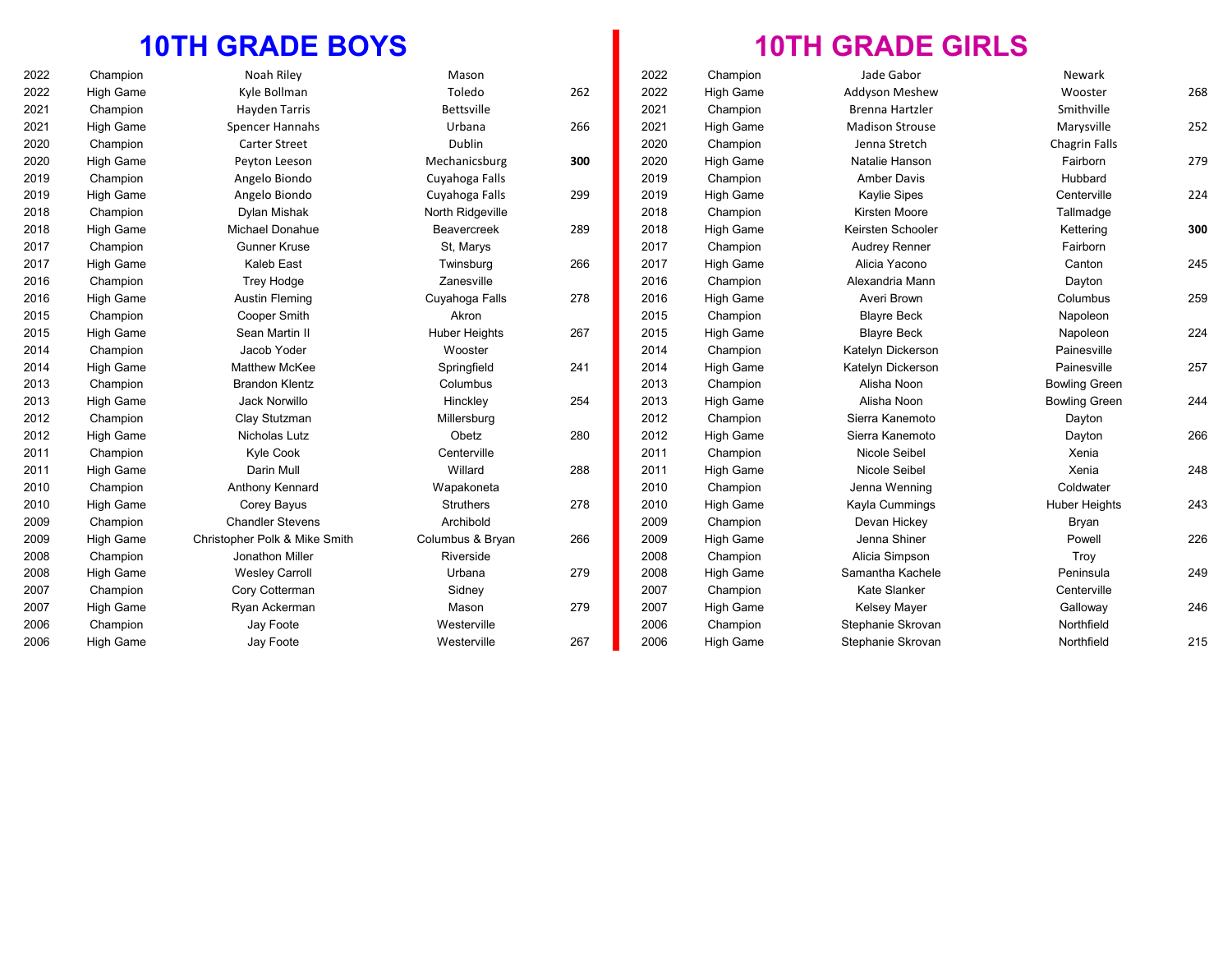# 10TH GRADE BOYS

| Year | Award | Name | City | Score |
|---|---|---|---|---|
| 2022 | Champion | Noah Riley | Mason | |
| 2022 | High Game | Kyle Bollman | Toledo | 262 |
| 2021 | Champion | Hayden Tarris | Bettsville | |
| 2021 | High Game | Spencer Hannahs | Urbana | 266 |
| 2020 | Champion | Carter Street | Dublin | |
| 2020 | High Game | Peyton Leeson | Mechanicsburg | **300** |
| 2019 | Champion | Angelo Biondo | Cuyahoga Falls | |
| 2019 | High Game | Angelo Biondo | Cuyahoga Falls | 299 |
| 2018 | Champion | Dylan Mishak | North Ridgeville | |
| 2018 | High Game | Michael Donahue | Beavercreek | 289 |
| 2017 | Champion | Gunner Kruse | St, Marys | |
| 2017 | High Game | Kaleb East | Twinsburg | 266 |
| 2016 | Champion | Trey Hodge | Zanesville | |
| 2016 | High Game | Austin Fleming | Cuyahoga Falls | 278 |
| 2015 | Champion | Cooper Smith | Akron | |
| 2015 | High Game | Sean Martin II | Huber Heights | 267 |
| 2014 | Champion | Jacob Yoder | Wooster | |
| 2014 | High Game | Matthew McKee | Springfield | 241 |
| 2013 | Champion | Brandon Klentz | Columbus | |
| 2013 | High Game | Jack Norwillo | Hinckley | 254 |
| 2012 | Champion | Clay Stutzman | Millersburg | |
| 2012 | High Game | Nicholas Lutz | Obetz | 280 |
| 2011 | Champion | Kyle Cook | Centerville | |
| 2011 | High Game | Darin Mull | Willard | 288 |
| 2010 | Champion | Anthony Kennard | Wapakoneta | |
| 2010 | High Game | Corey Bayus | Struthers | 278 |
| 2009 | Champion | Chandler Stevens | Archibold | |
| 2009 | High Game | Christopher Polk & Mike Smith | Columbus & Bryan | 266 |
| 2008 | Champion | Jonathon Miller | Riverside | |
| 2008 | High Game | Wesley Carroll | Urbana | 279 |
| 2007 | Champion | Cory Cotterman | Sidney | |
| 2007 | High Game | Ryan Ackerman | Mason | 279 |
| 2006 | Champion | Jay Foote | Westerville | |
| 2006 | High Game | Jay Foote | Westerville | 267 |

# 10TH GRADE GIRLS

| Year | Award | Name | City | Score |
|---|---|---|---|---|
| 2022 | Champion | Jade Gabor | Newark | |
| 2022 | High Game | Addyson Meshew | Wooster | 268 |
| 2021 | Champion | Brenna Hartzler | Smithville | |
| 2021 | High Game | Madison Strouse | Marysville | 252 |
| 2020 | Champion | Jenna Stretch | Chagrin Falls | |
| 2020 | High Game | Natalie Hanson | Fairborn | 279 |
| 2019 | Champion | Amber Davis | Hubbard | |
| 2019 | High Game | Kaylie Sipes | Centerville | 224 |
| 2018 | Champion | Kirsten Moore | Tallmadge | |
| 2018 | High Game | Keirsten Schooler | Kettering | **300** |
| 2017 | Champion | Audrey Renner | Fairborn | |
| 2017 | High Game | Alicia Yacono | Canton | 245 |
| 2016 | Champion | Alexandria Mann | Dayton | |
| 2016 | High Game | Averi Brown | Columbus | 259 |
| 2015 | Champion | Blayre Beck | Napoleon | |
| 2015 | High Game | Blayre Beck | Napoleon | 224 |
| 2014 | Champion | Katelyn Dickerson | Painesville | |
| 2014 | High Game | Katelyn Dickerson | Painesville | 257 |
| 2013 | Champion | Alisha Noon | Bowling Green | |
| 2013 | High Game | Alisha Noon | Bowling Green | 244 |
| 2012 | Champion | Sierra Kanemoto | Dayton | |
| 2012 | High Game | Sierra Kanemoto | Dayton | 266 |
| 2011 | Champion | Nicole Seibel | Xenia | |
| 2011 | High Game | Nicole Seibel | Xenia | 248 |
| 2010 | Champion | Jenna Wenning | Coldwater | |
| 2010 | High Game | Kayla Cummings | Huber Heights | 243 |
| 2009 | Champion | Devan Hickey | Bryan | |
| 2009 | High Game | Jenna Shiner | Powell | 226 |
| 2008 | Champion | Alicia Simpson | Troy | |
| 2008 | High Game | Samantha Kachele | Peninsula | 249 |
| 2007 | Champion | Kate Slanker | Centerville | |
| 2007 | High Game | Kelsey Mayer | Galloway | 246 |
| 2006 | Champion | Stephanie Skrovan | Northfield | |
| 2006 | High Game | Stephanie Skrovan | Northfield | 215 |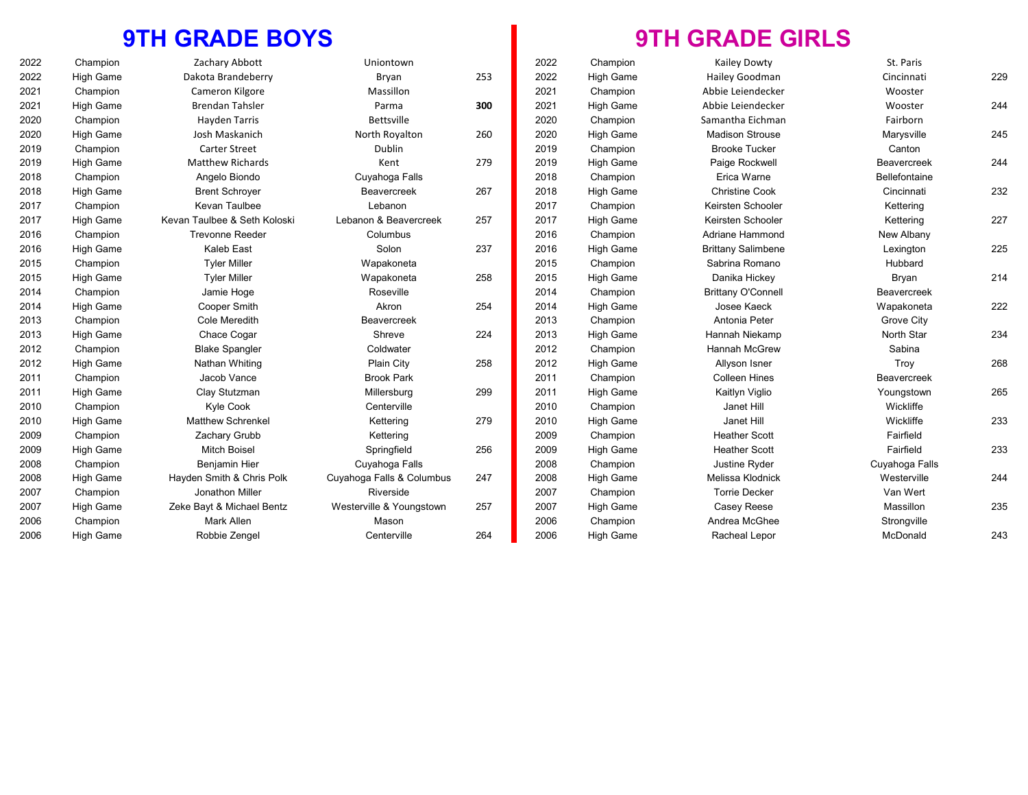# 9TH GRADE BOYS

| Year | Type | Name | City | Score |
|---|---|---|---|---|
| 2022 | Champion | Zachary Abbott | Uniontown | |
| 2022 | High Game | Dakota Brandeberry | Bryan | 253 |
| 2021 | Champion | Cameron Kilgore | Massillon | |
| 2021 | High Game | Brendan Tahsler | Parma | **300** |
| 2020 | Champion | Hayden Tarris | Bettsville | |
| 2020 | High Game | Josh Maskanich | North Royalton | 260 |
| 2019 | Champion | Carter Street | Dublin | |
| 2019 | High Game | Matthew Richards | Kent | 279 |
| 2018 | Champion | Angelo Biondo | Cuyahoga Falls | |
| 2018 | High Game | Brent Schroyer | Beavercreek | 267 |
| 2017 | Champion | Kevan Taulbee | Lebanon | |
| 2017 | High Game | Kevan Taulbee & Seth Koloski | Lebanon & Beavercreek | 257 |
| 2016 | Champion | Trevonne Reeder | Columbus | |
| 2016 | High Game | Kaleb East | Solon | 237 |
| 2015 | Champion | Tyler Miller | Wapakoneta | |
| 2015 | High Game | Tyler Miller | Wapakoneta | 258 |
| 2014 | Champion | Jamie Hoge | Roseville | |
| 2014 | High Game | Cooper Smith | Akron | 254 |
| 2013 | Champion | Cole Meredith | Beavercreek | |
| 2013 | High Game | Chace Cogar | Shreve | 224 |
| 2012 | Champion | Blake Spangler | Coldwater | |
| 2012 | High Game | Nathan Whiting | Plain City | 258 |
| 2011 | Champion | Jacob Vance | Brook Park | |
| 2011 | High Game | Clay Stutzman | Millersburg | 299 |
| 2010 | Champion | Kyle Cook | Centerville | |
| 2010 | High Game | Matthew Schrenkel | Kettering | 279 |
| 2009 | Champion | Zachary Grubb | Kettering | |
| 2009 | High Game | Mitch Boisel | Springfield | 256 |
| 2008 | Champion | Benjamin Hier | Cuyahoga Falls | |
| 2008 | High Game | Hayden Smith & Chris Polk | Cuyahoga Falls & Columbus | 247 |
| 2007 | Champion | Jonathon Miller | Riverside | |
| 2007 | High Game | Zeke Bayt & Michael Bentz | Westerville & Youngstown | 257 |
| 2006 | Champion | Mark Allen | Mason | |
| 2006 | High Game | Robbie Zengel | Centerville | 264 |

# 9TH GRADE GIRLS

| Year | Type | Name | City | Score |
|---|---|---|---|---|
| 2022 | Champion | Kailey Dowty | St. Paris | |
| 2022 | High Game | Hailey Goodman | Cincinnati | 229 |
| 2021 | Champion | Abbie Leiendecker | Wooster | |
| 2021 | High Game | Abbie Leiendecker | Wooster | 244 |
| 2020 | Champion | Samantha Eichman | Fairborn | |
| 2020 | High Game | Madison Strouse | Marysville | 245 |
| 2019 | Champion | Brooke Tucker | Canton | |
| 2019 | High Game | Paige Rockwell | Beavercreek | 244 |
| 2018 | Champion | Erica Warne | Bellefontaine | |
| 2018 | High Game | Christine Cook | Cincinnati | 232 |
| 2017 | Champion | Keirsten Schooler | Kettering | |
| 2017 | High Game | Keirsten Schooler | Kettering | 227 |
| 2016 | Champion | Adriane Hammond | New Albany | |
| 2016 | High Game | Brittany Salimbene | Lexington | 225 |
| 2015 | Champion | Sabrina Romano | Hubbard | |
| 2015 | High Game | Danika Hickey | Bryan | 214 |
| 2014 | Champion | Brittany O'Connell | Beavercreek | |
| 2014 | High Game | Josee Kaeck | Wapakoneta | 222 |
| 2013 | Champion | Antonia Peter | Grove City | |
| 2013 | High Game | Hannah Niekamp | North Star | 234 |
| 2012 | Champion | Hannah McGrew | Sabina | |
| 2012 | High Game | Allyson Isner | Troy | 268 |
| 2011 | Champion | Colleen Hines | Beavercreek | |
| 2011 | High Game | Kaitlyn Viglio | Youngstown | 265 |
| 2010 | Champion | Janet Hill | Wickliffe | |
| 2010 | High Game | Janet Hill | Wickliffe | 233 |
| 2009 | Champion | Heather Scott | Fairfield | |
| 2009 | High Game | Heather Scott | Fairfield | 233 |
| 2008 | Champion | Justine Ryder | Cuyahoga Falls | |
| 2008 | High Game | Melissa Klodnick | Westerville | 244 |
| 2007 | Champion | Torrie Decker | Van Wert | |
| 2007 | High Game | Casey Reese | Massillon | 235 |
| 2006 | Champion | Andrea McGhee | Strongville | |
| 2006 | High Game | Racheal Lepor | McDonald | 243 |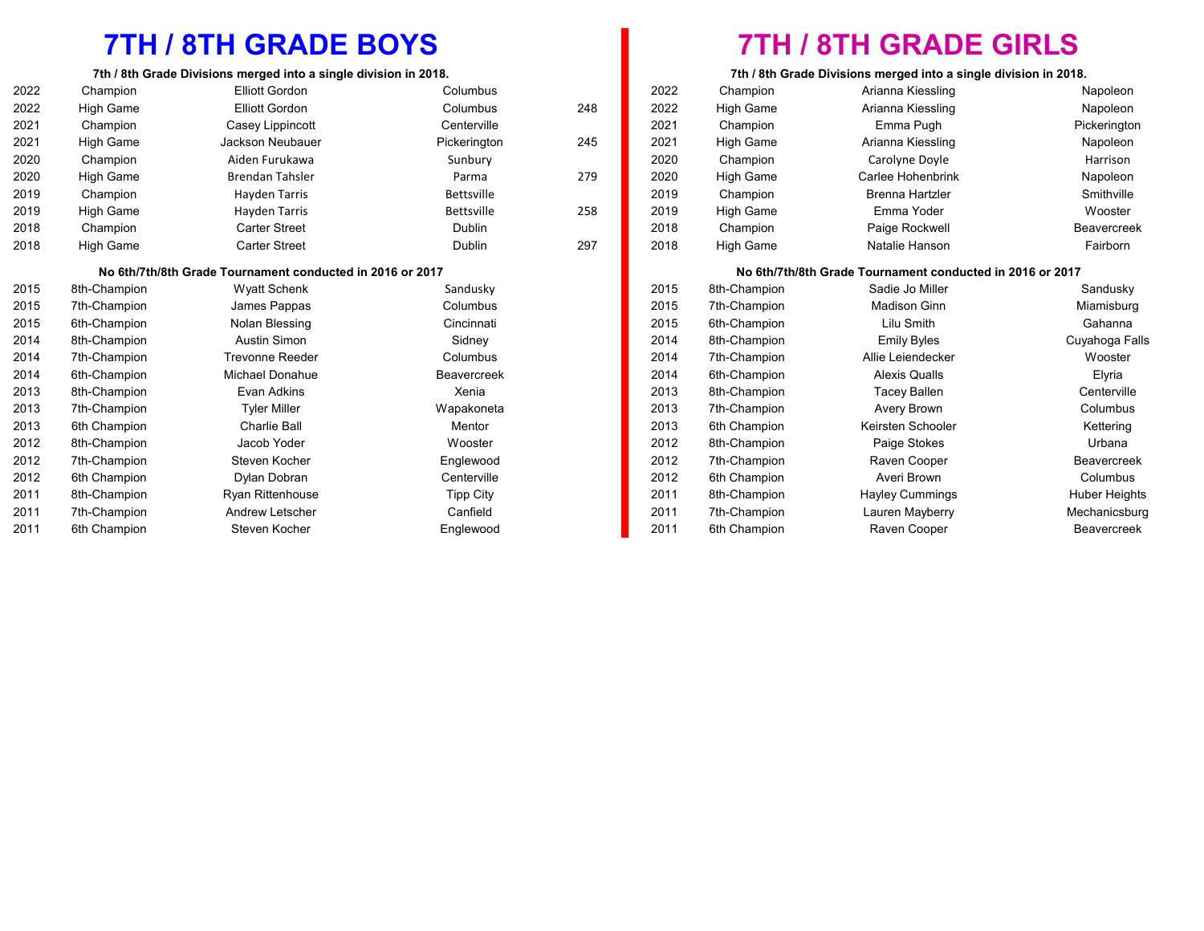# 7TH / 8TH GRADE BOYS

**7th / 8th Grade Divisions merged into a single division in 2018.**

| | | | | |
|---|---|---|---|---|
| 2022 | Champion | Elliott Gordon | Columbus | |
| 2022 | High Game | Elliott Gordon | Columbus | 248 |
| 2021 | Champion | Casey Lippincott | Centerville | |
| 2021 | High Game | Jackson Neubauer | Pickerington | 245 |
| 2020 | Champion | Aiden Furukawa | Sunbury | |
| 2020 | High Game | Brendan Tahsler | Parma | 279 |
| 2019 | Champion | Hayden Tarris | Bettsville | |
| 2019 | High Game | Hayden Tarris | Bettsville | 258 |
| 2018 | Champion | Carter Street | Dublin | |
| 2018 | High Game | Carter Street | Dublin | 297 |

**No 6th/7th/8th Grade Tournament conducted in 2016 or 2017**

| | | | |
|---|---|---|---|
| 2015 | 8th-Champion | Wyatt Schenk | Sandusky |
| 2015 | 7th-Champion | James Pappas | Columbus |
| 2015 | 6th-Champion | Nolan Blessing | Cincinnati |
| 2014 | 8th-Champion | Austin Simon | Sidney |
| 2014 | 7th-Champion | Trevonne Reeder | Columbus |
| 2014 | 6th-Champion | Michael Donahue | Beavercreek |
| 2013 | 8th-Champion | Evan Adkins | Xenia |
| 2013 | 7th-Champion | Tyler Miller | Wapakoneta |
| 2013 | 6th Champion | Charlie Ball | Mentor |
| 2012 | 8th-Champion | Jacob Yoder | Wooster |
| 2012 | 7th-Champion | Steven Kocher | Englewood |
| 2012 | 6th Champion | Dylan Dobran | Centerville |
| 2011 | 8th-Champion | Ryan Rittenhouse | Tipp City |
| 2011 | 7th-Champion | Andrew Letscher | Canfield |
| 2011 | 6th Champion | Steven Kocher | Englewood |

# 7TH / 8TH GRADE GIRLS

**7th / 8th Grade Divisions merged into a single division in 2018.**

| | | | |
|---|---|---|---|
| 2022 | Champion | Arianna Kiessling | Napoleon |
| 2022 | High Game | Arianna Kiessling | Napoleon |
| 2021 | Champion | Emma Pugh | Pickerington |
| 2021 | High Game | Arianna Kiessling | Napoleon |
| 2020 | Champion | Carolyne Doyle | Harrison |
| 2020 | High Game | Carlee Hohenbrink | Napoleon |
| 2019 | Champion | Brenna Hartzler | Smithville |
| 2019 | High Game | Emma Yoder | Wooster |
| 2018 | Champion | Paige Rockwell | Beavercreek |
| 2018 | High Game | Natalie Hanson | Fairborn |

**No 6th/7th/8th Grade Tournament conducted in 2016 or 2017**

| | | | |
|---|---|---|---|
| 2015 | 8th-Champion | Sadie Jo Miller | Sandusky |
| 2015 | 7th-Champion | Madison Ginn | Miamisburg |
| 2015 | 6th-Champion | Lilu Smith | Gahanna |
| 2014 | 8th-Champion | Emily Byles | Cuyahoga Falls |
| 2014 | 7th-Champion | Allie Leiendecker | Wooster |
| 2014 | 6th-Champion | Alexis Qualls | Elyria |
| 2013 | 8th-Champion | Tacey Ballen | Centerville |
| 2013 | 7th-Champion | Avery Brown | Columbus |
| 2013 | 6th Champion | Keirsten Schooler | Kettering |
| 2012 | 8th-Champion | Paige Stokes | Urbana |
| 2012 | 7th-Champion | Raven Cooper | Beavercreek |
| 2012 | 6th Champion | Averi Brown | Columbus |
| 2011 | 8th-Champion | Hayley Cummings | Huber Heights |
| 2011 | 7th-Champion | Lauren Mayberry | Mechanicsburg |
| 2011 | 6th Champion | Raven Cooper | Beavercreek |